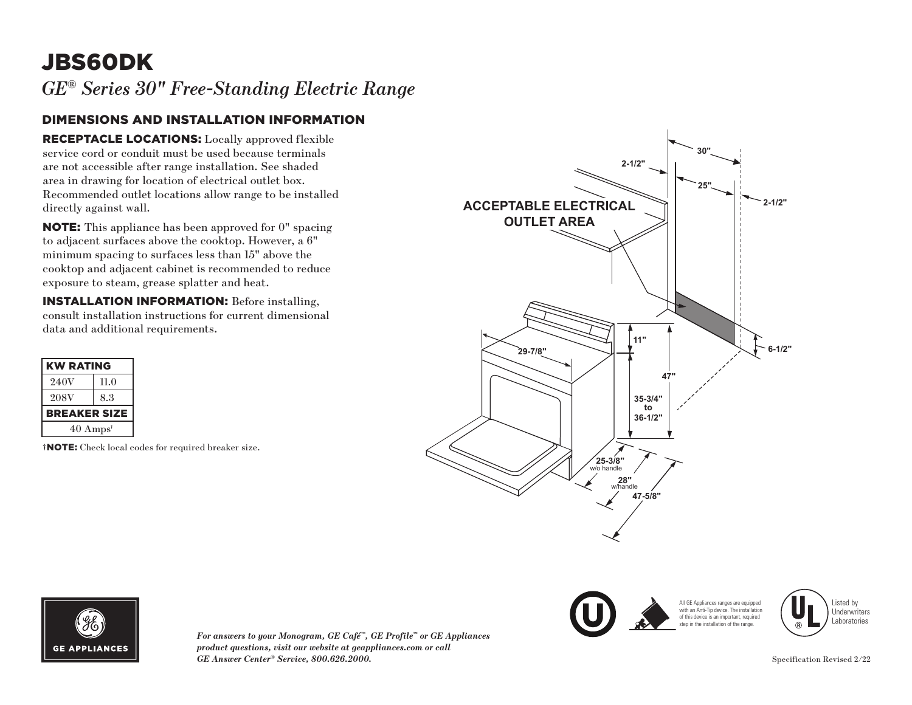# JBS60DK

*GE® Series 30" Free-Standing Electric Range*

## DIMENSIONS AND INSTALLATION INFORMATION

**RECEPTACLE LOCATIONS:** Locally approved flexible service cord or conduit must be used because terminals are not accessible after range installation. See shaded area in drawing for location of electrical outlet box. Recommended outlet locations allow range to be installed directly against wall.

**NOTE:** This appliance has been approved for 0" spacing to adjacent surfaces above the cooktop. However, a 6" minimum spacing to surfaces less than 15" above the cooktop and adjacent cabinet is recommended to reduce exposure to steam, grease splatter and heat.

**INSTALLATION INFORMATION:** Before installing, consult installation instructions for current dimensional data and additional requirements.

| KW RATING | |
|---|---|
| 240V | 11.0 |
| 208V | 8.3 |
| **BREAKER SIZE** | |
| 40 Amps† | |

†**NOTE:** Check local codes for required breaker size.

ACCEPTABLE ELECTRICAL OUTLET AREA

30"
2-1/2"
25"
2-1/2"
11"
29-7/8"
47"
6-1/2"
35-3/4" to 36-1/2"
25-3/8" w/o handle
28" w/handle
47-5/8"

All GE Appliances ranges are equipped with an Anti-Tip device. The installation of this device is an important, required step in the installation of the range.

Listed by Underwriters Laboratories

GE APPLIANCES

*For answers to your Monogram, GE Café™, GE Profile™ or GE Appliances product questions, visit our website at geappliances.com or call GE Answer Center® Service, 800.626.2000.*

Specification Revised 2/22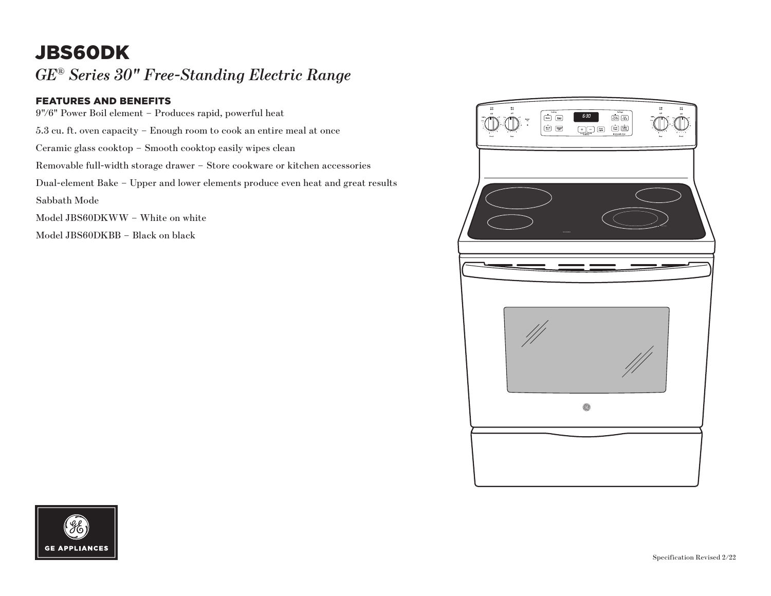# JBS60DK

*GE® Series 30" Free-Standing Electric Range*

### FEATURES AND BENEFITS

9"/6" Power Boil element – Produces rapid, powerful heat

5.3 cu. ft. oven capacity – Enough room to cook an entire meal at once

Ceramic glass cooktop – Smooth cooktop easily wipes clean

Removable full-width storage drawer – Store cookware or kitchen accessories

Dual-element Bake – Upper and lower elements produce even heat and great results

Sabbath Mode

Model JBS60DKWW – White on white

Model JBS60DKBB – Black on black

GE APPLIANCES

Specification Revised 2/22